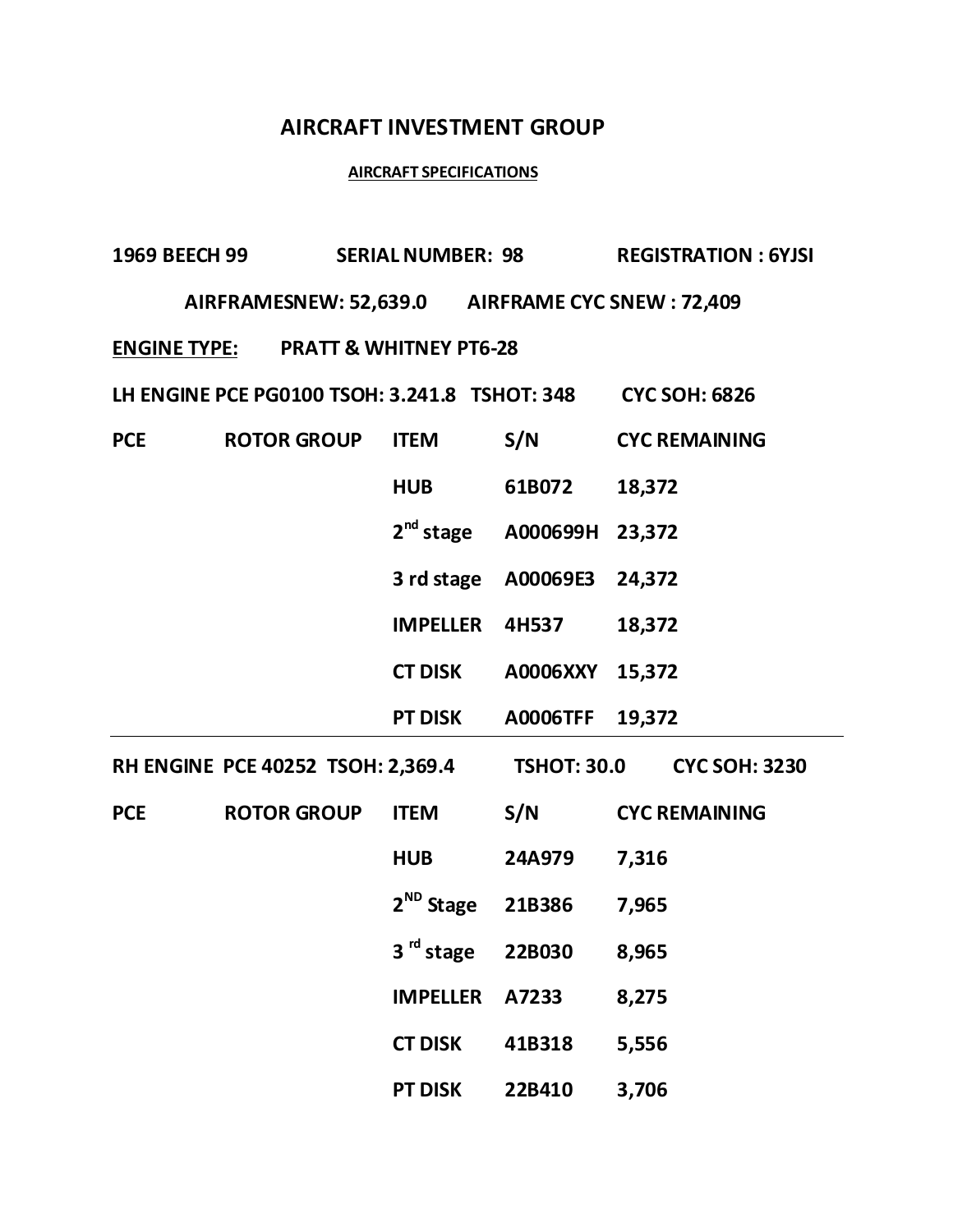# AIRCRAFT INVESTMENT GROUP

## AIRCRAFT SPECIFICATIONS

**1969 BEECH 99 SERIAL NUMBER: 98 REGISTRATION : 6YJSI**

**AIRFRAMESNEW: 52,639.0 AIRFRAME CYC SNEW : 72,409**

**ENGINE TYPE: PRATT & WHITNEY PT6-28**

**LH ENGINE PCE PG0100 TSOH: 3.241.8 TSHOT: 348 CYC SOH: 6826**

| PCE | ROTOR GROUP | ITEM | S/N | CYC REMAINING |
|---|---|---|---|---|
| | | HUB | 61B072 | 18,372 |
| | | 2nd stage | A000699H | 23,372 |
| | | 3 rd stage | A00069E3 | 24,372 |
| | | IMPELLER | 4H537 | 18,372 |
| | | CT DISK | A0006XXY | 15,372 |
| | | PT DISK | A0006TFF | 19,372 |

**RH ENGINE PCE 40252 TSOH: 2,369.4 TSHOT: 30.0 CYC SOH: 3230**

| PCE | ROTOR GROUP | ITEM | S/N | CYC REMAINING |
|---|---|---|---|---|
| | | HUB | 24A979 | 7,316 |
| | | 2ND Stage | 21B386 | 7,965 |
| | | 3 rd stage | 22B030 | 8,965 |
| | | IMPELLER | A7233 | 8,275 |
| | | CT DISK | 41B318 | 5,556 |
| | | PT DISK | 22B410 | 3,706 |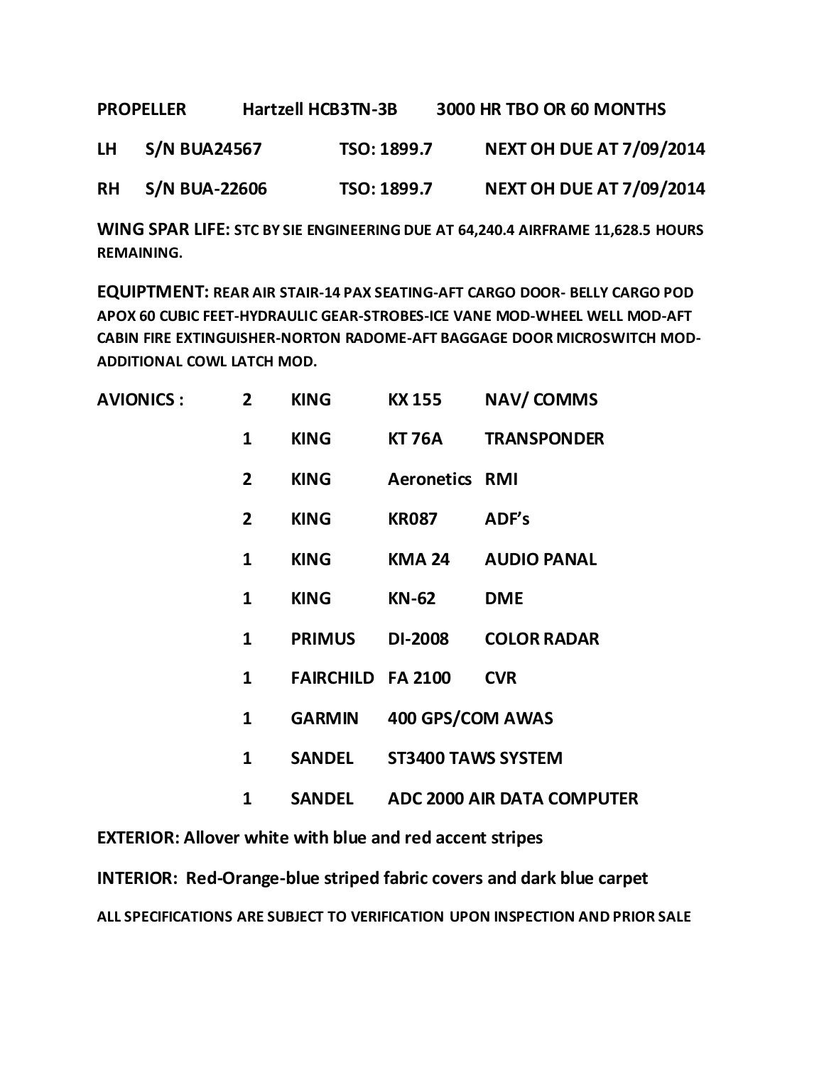**PROPELLER** **Hartzell HCB3TN-3B** **3000 HR TBO OR 60 MONTHS**

| | | | |
|---|---|---|---|
| **LH** | **S/N BUA24567** | **TSO: 1899.7** | **NEXT OH DUE AT 7/09/2014** |
| **RH** | **S/N BUA-22606** | **TSO: 1899.7** | **NEXT OH DUE AT 7/09/2014** |

**WING SPAR LIFE:** **STC BY SIE ENGINEERING DUE AT 64,240.4 AIRFRAME 11,628.5 HOURS REMAINING.**

**EQUIPTMENT:** **REAR AIR STAIR-14 PAX SEATING-AFT CARGO DOOR- BELLY CARGO POD APOX 60 CUBIC FEET-HYDRAULIC GEAR-STROBES-ICE VANE MOD-WHEEL WELL MOD-AFT CABIN FIRE EXTINGUISHER-NORTON RADOME-AFT BAGGAGE DOOR MICROSWITCH MOD-ADDITIONAL COWL LATCH MOD.**

| | | | | |
|---|---|---|---|---|
| **AVIONICS :** | **2** | **KING** | **KX 155** | **NAV/ COMMS** |
| | **1** | **KING** | **KT 76A** | **TRANSPONDER** |
| | **2** | **KING** | **Aeronetics** | **RMI** |
| | **2** | **KING** | **KR087** | **ADF's** |
| | **1** | **KING** | **KMA 24** | **AUDIO PANAL** |
| | **1** | **KING** | **KN-62** | **DME** |
| | **1** | **PRIMUS** | **DI-2008** | **COLOR RADAR** |
| | **1** | **FAIRCHILD** | **FA 2100** | **CVR** |
| | **1** | **GARMIN** | **400 GPS/COM AWAS** | |
| | **1** | **SANDEL** | **ST3400 TAWS SYSTEM** | |
| | **1** | **SANDEL** | **ADC 2000 AIR DATA COMPUTER** | |

**EXTERIOR: Allover white with blue and red accent stripes**

**INTERIOR: Red-Orange-blue striped fabric covers and dark blue carpet**

**ALL SPECIFICATIONS ARE SUBJECT TO VERIFICATION UPON INSPECTION AND PRIOR SALE**